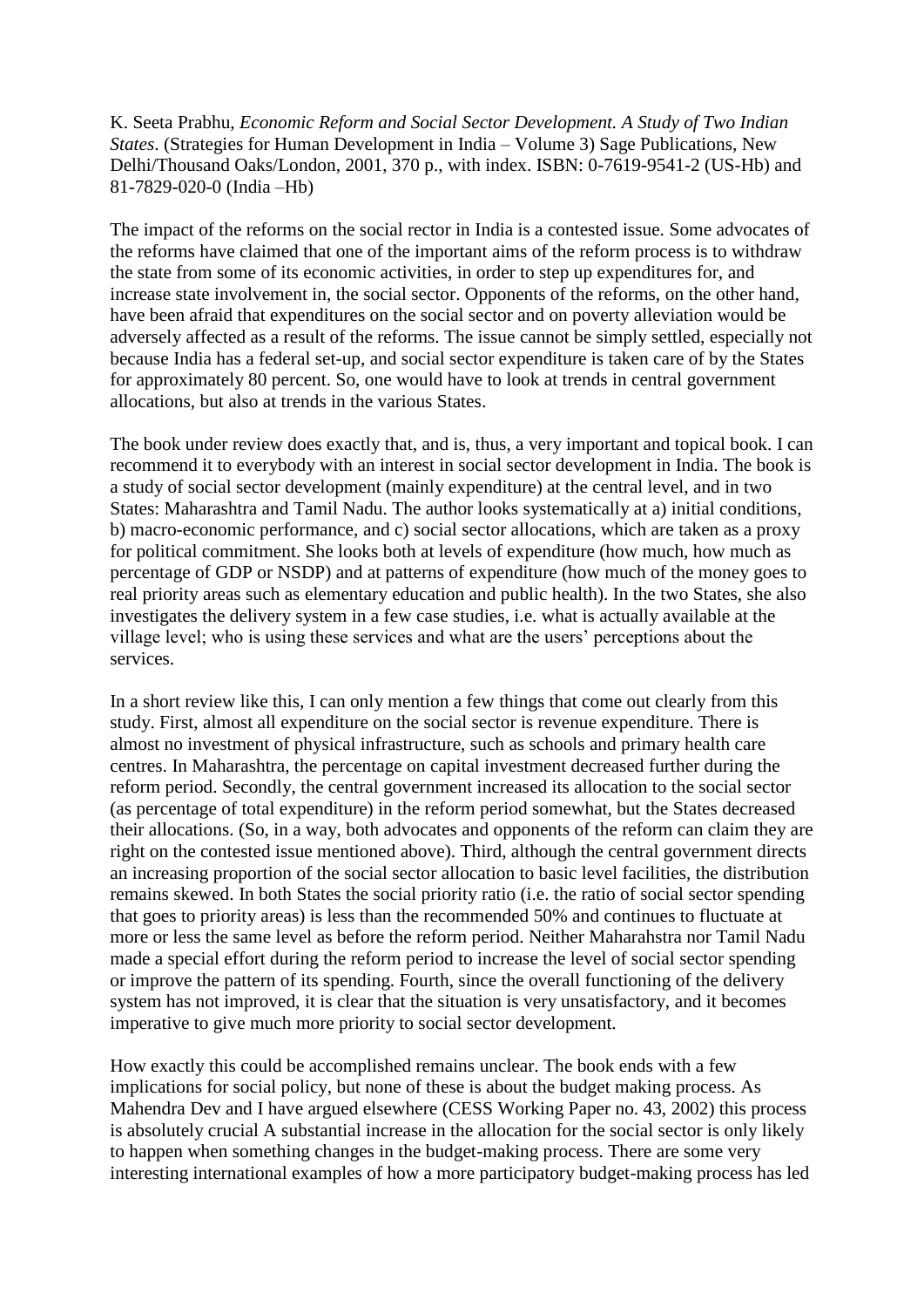K. Seeta Prabhu, *Economic Reform and Social Sector Development. A Study of Two Indian States*. (Strategies for Human Development in India – Volume 3) Sage Publications, New Delhi/Thousand Oaks/London, 2001, 370 p., with index. ISBN: 0-7619-9541-2 (US-Hb) and 81-7829-020-0 (India –Hb)

The impact of the reforms on the social rector in India is a contested issue. Some advocates of the reforms have claimed that one of the important aims of the reform process is to withdraw the state from some of its economic activities, in order to step up expenditures for, and increase state involvement in, the social sector. Opponents of the reforms, on the other hand, have been afraid that expenditures on the social sector and on poverty alleviation would be adversely affected as a result of the reforms. The issue cannot be simply settled, especially not because India has a federal set-up, and social sector expenditure is taken care of by the States for approximately 80 percent. So, one would have to look at trends in central government allocations, but also at trends in the various States.

The book under review does exactly that, and is, thus, a very important and topical book. I can recommend it to everybody with an interest in social sector development in India. The book is a study of social sector development (mainly expenditure) at the central level, and in two States: Maharashtra and Tamil Nadu. The author looks systematically at a) initial conditions, b) macro-economic performance, and c) social sector allocations, which are taken as a proxy for political commitment. She looks both at levels of expenditure (how much, how much as percentage of GDP or NSDP) and at patterns of expenditure (how much of the money goes to real priority areas such as elementary education and public health). In the two States, she also investigates the delivery system in a few case studies, i.e. what is actually available at the village level; who is using these services and what are the users' perceptions about the services.

In a short review like this, I can only mention a few things that come out clearly from this study. First, almost all expenditure on the social sector is revenue expenditure. There is almost no investment of physical infrastructure, such as schools and primary health care centres. In Maharashtra, the percentage on capital investment decreased further during the reform period. Secondly, the central government increased its allocation to the social sector (as percentage of total expenditure) in the reform period somewhat, but the States decreased their allocations. (So, in a way, both advocates and opponents of the reform can claim they are right on the contested issue mentioned above). Third, although the central government directs an increasing proportion of the social sector allocation to basic level facilities, the distribution remains skewed. In both States the social priority ratio (i.e. the ratio of social sector spending that goes to priority areas) is less than the recommended 50% and continues to fluctuate at more or less the same level as before the reform period. Neither Maharahstra nor Tamil Nadu made a special effort during the reform period to increase the level of social sector spending or improve the pattern of its spending. Fourth, since the overall functioning of the delivery system has not improved, it is clear that the situation is very unsatisfactory, and it becomes imperative to give much more priority to social sector development.

How exactly this could be accomplished remains unclear. The book ends with a few implications for social policy, but none of these is about the budget making process. As Mahendra Dev and I have argued elsewhere (CESS Working Paper no. 43, 2002) this process is absolutely crucial A substantial increase in the allocation for the social sector is only likely to happen when something changes in the budget-making process. There are some very interesting international examples of how a more participatory budget-making process has led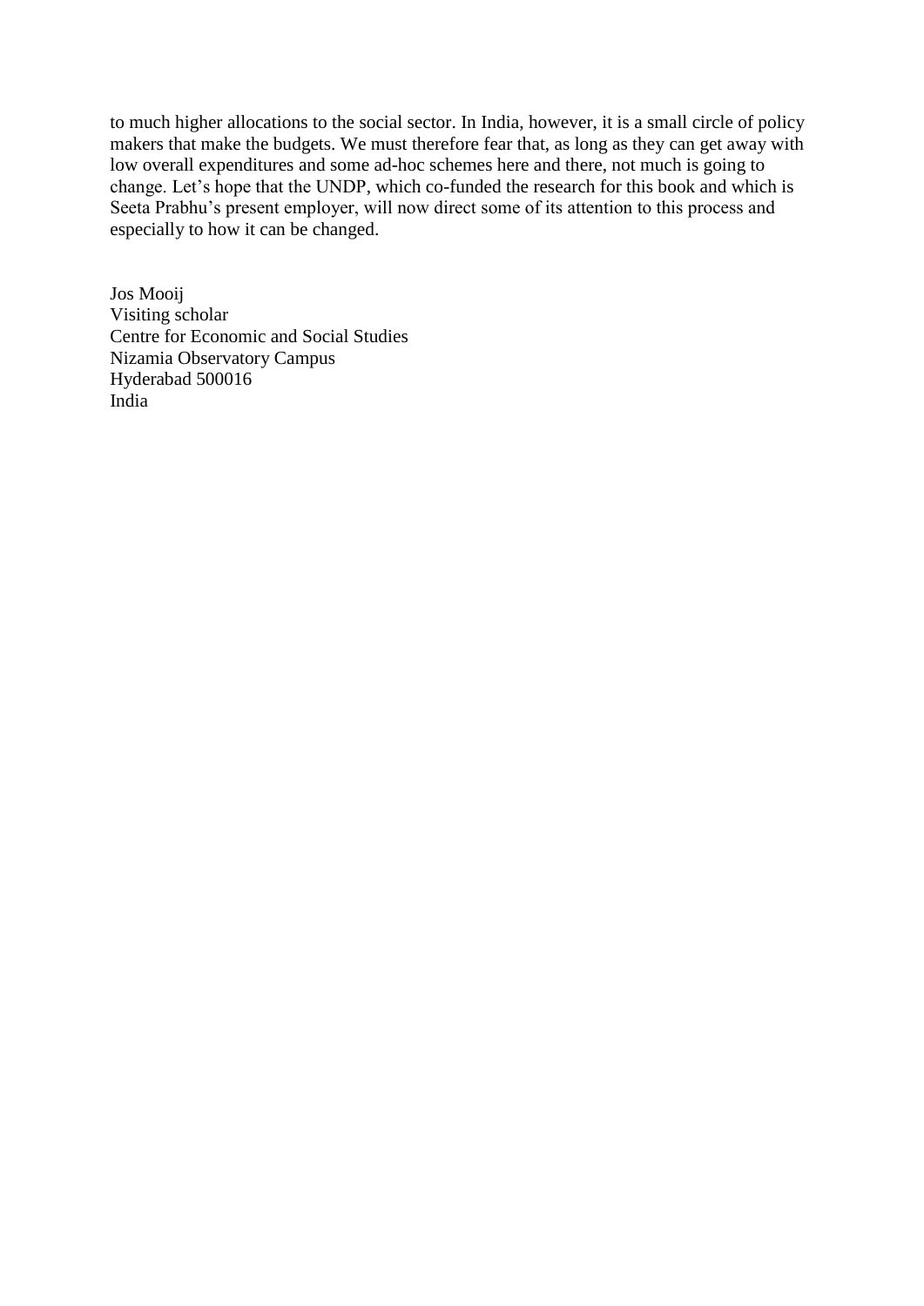to much higher allocations to the social sector. In India, however, it is a small circle of policy makers that make the budgets. We must therefore fear that, as long as they can get away with low overall expenditures and some ad-hoc schemes here and there, not much is going to change. Let's hope that the UNDP, which co-funded the research for this book and which is Seeta Prabhu's present employer, will now direct some of its attention to this process and especially to how it can be changed.

Jos Mooij  
Visiting scholar  
Centre for Economic and Social Studies  
Nizamia Observatory Campus  
Hyderabad 500016  
India